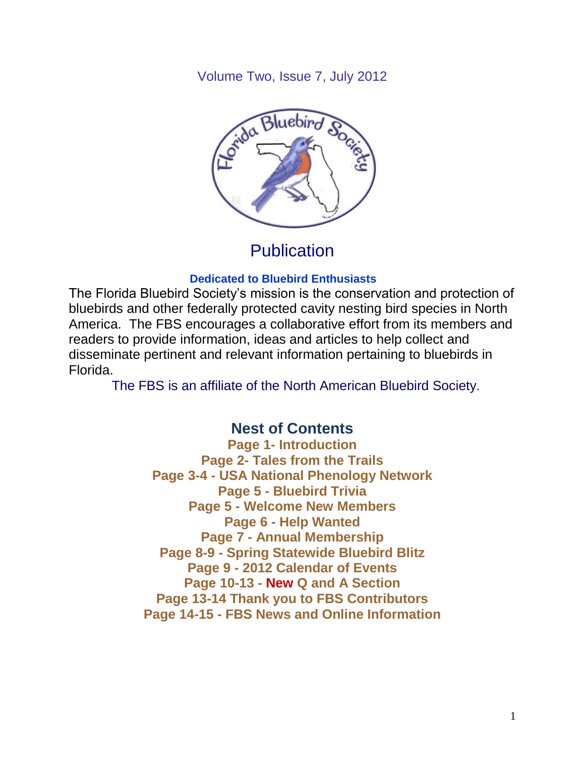Volume Two, Issue 7, July 2012

# Publication

**Dedicated to Bluebird Enthusiasts**

The Florida Bluebird Society's mission is the conservation and protection of bluebirds and other federally protected cavity nesting bird species in North America. The FBS encourages a collaborative effort from its members and readers to provide information, ideas and articles to help collect and disseminate pertinent and relevant information pertaining to bluebirds in Florida.

The FBS is an affiliate of the North American Bluebird Society.

## Nest of Contents

**Page 1- Introduction**
**Page 2- Tales from the Trails**
**Page 3-4 - USA National Phenology Network**
**Page 5 - Bluebird Trivia**
**Page 5 - Welcome New Members**
**Page 6 - Help Wanted**
**Page 7 - Annual Membership**
**Page 8-9 - Spring Statewide Bluebird Blitz**
**Page 9 - 2012 Calendar of Events**
**Page 10-13 - New Q and A Section**
**Page 13-14 Thank you to FBS Contributors**
**Page 14-15 - FBS News and Online Information**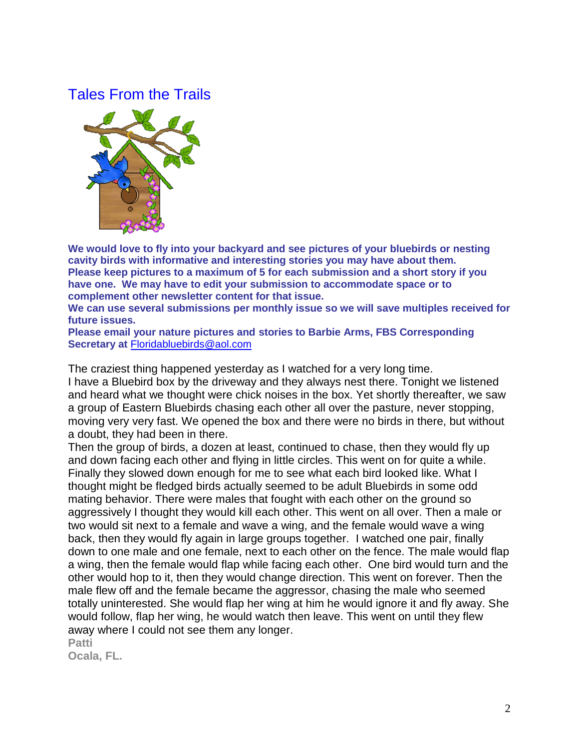## Tales From the Trails

**We would love to fly into your backyard and see pictures of your bluebirds or nesting cavity birds with informative and interesting stories you may have about them. Please keep pictures to a maximum of 5 for each submission and a short story if you have one. We may have to edit your submission to accommodate space or to complement other newsletter content for that issue.**
**We can use several submissions per monthly issue so we will save multiples received for future issues.**
**Please email your nature pictures and stories to Barbie Arms, FBS Corresponding Secretary at** [Floridabluebirds@aol.com](mailto:Floridabluebirds@aol.com)

The craziest thing happened yesterday as I watched for a very long time.
I have a Bluebird box by the driveway and they always nest there. Tonight we listened and heard what we thought were chick noises in the box. Yet shortly thereafter, we saw a group of Eastern Bluebirds chasing each other all over the pasture, never stopping, moving very very fast. We opened the box and there were no birds in there, but without a doubt, they had been in there.
Then the group of birds, a dozen at least, continued to chase, then they would fly up and down facing each other and flying in little circles. This went on for quite a while. Finally they slowed down enough for me to see what each bird looked like. What I thought might be fledged birds actually seemed to be adult Bluebirds in some odd mating behavior. There were males that fought with each other on the ground so aggressively I thought they would kill each other. This went on all over. Then a male or two would sit next to a female and wave a wing, and the female would wave a wing back, then they would fly again in large groups together. I watched one pair, finally down to one male and one female, next to each other on the fence. The male would flap a wing, then the female would flap while facing each other. One bird would turn and the other would hop to it, then they would change direction. This went on forever. Then the male flew off and the female became the aggressor, chasing the male who seemed totally uninterested. She would flap her wing at him he would ignore it and fly away. She would follow, flap her wing, he would watch then leave. This went on until they flew away where I could not see them any longer.
**Patti**
**Ocala, FL.**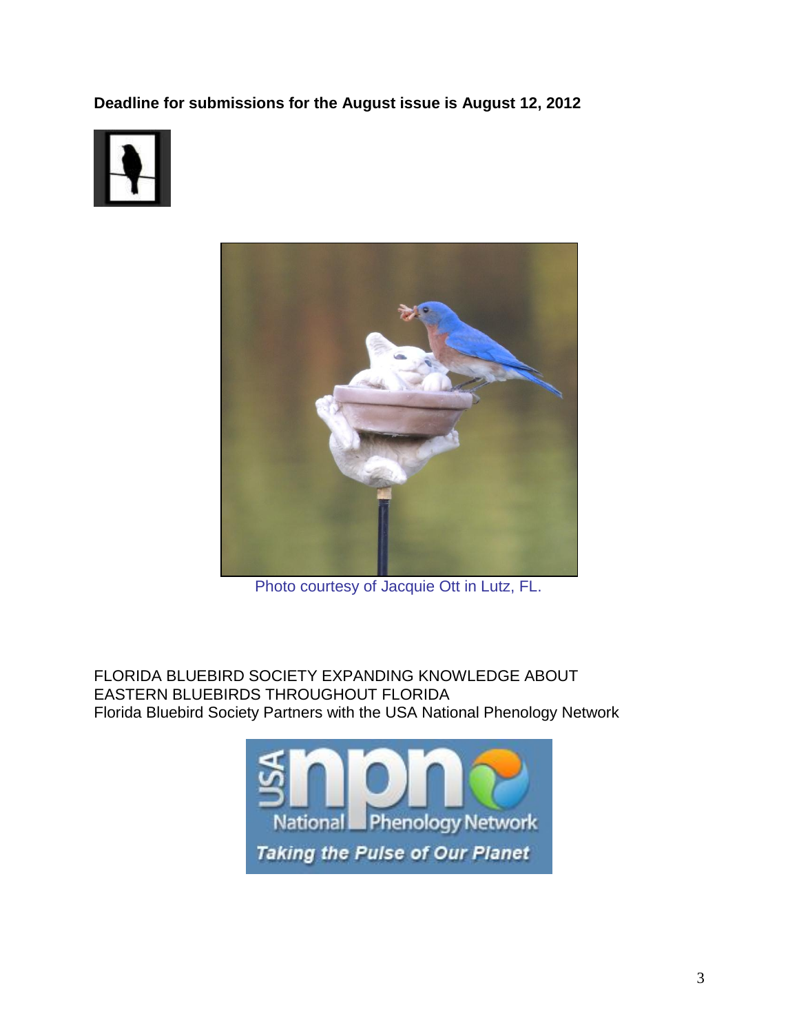**Deadline for submissions for the August issue is August 12, 2012**

Photo courtesy of Jacquie Ott in Lutz, FL.

FLORIDA BLUEBIRD SOCIETY EXPANDING KNOWLEDGE ABOUT EASTERN BLUEBIRDS THROUGHOUT FLORIDA
Florida Bluebird Society Partners with the USA National Phenology Network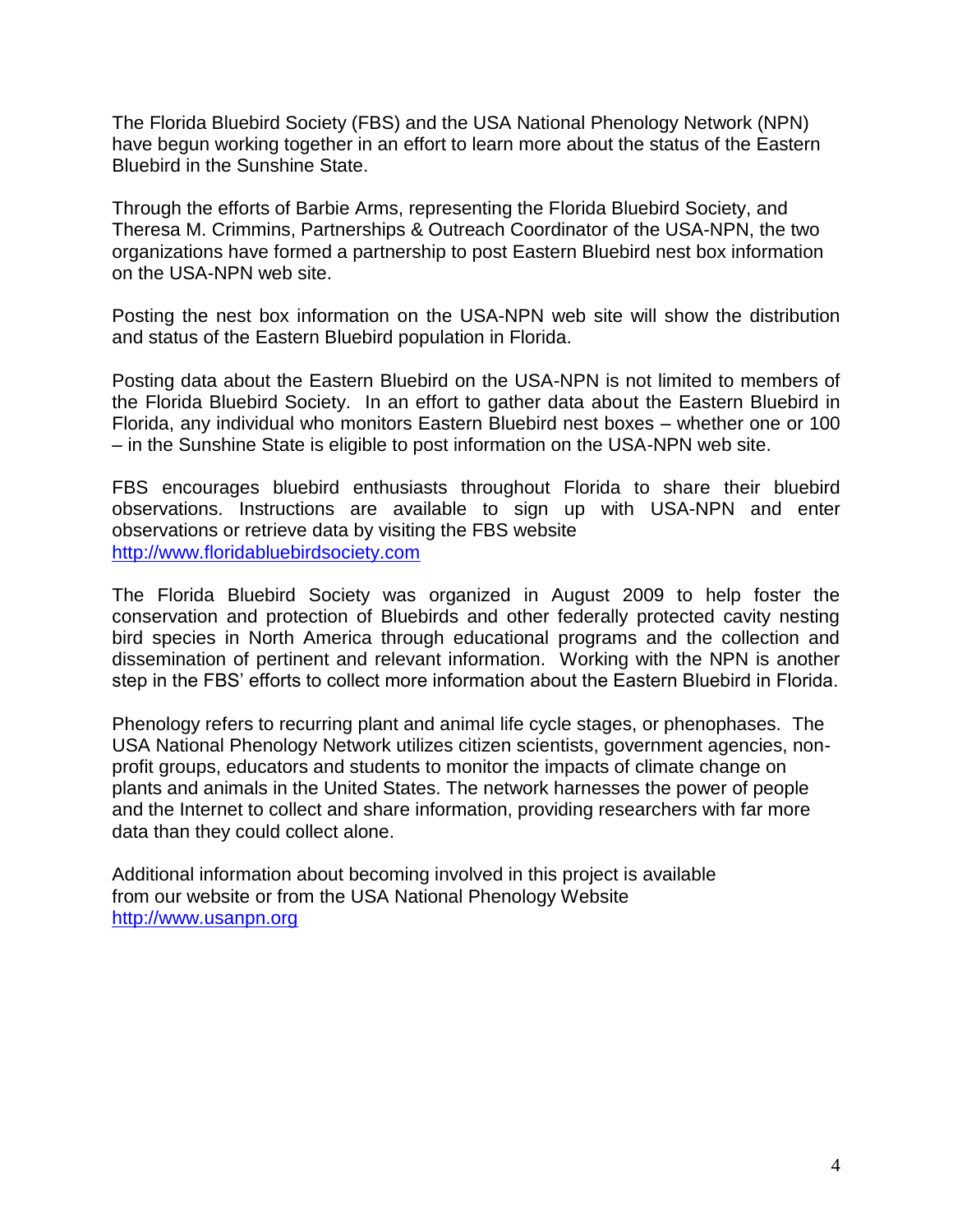The Florida Bluebird Society (FBS) and the USA National Phenology Network (NPN) have begun working together in an effort to learn more about the status of the Eastern Bluebird in the Sunshine State.

Through the efforts of Barbie Arms, representing the Florida Bluebird Society, and Theresa M. Crimmins, Partnerships & Outreach Coordinator of the USA-NPN, the two organizations have formed a partnership to post Eastern Bluebird nest box information on the USA-NPN web site.

Posting the nest box information on the USA-NPN web site will show the distribution and status of the Eastern Bluebird population in Florida.

Posting data about the Eastern Bluebird on the USA-NPN is not limited to members of the Florida Bluebird Society. In an effort to gather data about the Eastern Bluebird in Florida, any individual who monitors Eastern Bluebird nest boxes – whether one or 100 – in the Sunshine State is eligible to post information on the USA-NPN web site.

FBS encourages bluebird enthusiasts throughout Florida to share their bluebird observations. Instructions are available to sign up with USA-NPN and enter observations or retrieve data by visiting the FBS website http://www.floridabluebirdsociety.com

The Florida Bluebird Society was organized in August 2009 to help foster the conservation and protection of Bluebirds and other federally protected cavity nesting bird species in North America through educational programs and the collection and dissemination of pertinent and relevant information. Working with the NPN is another step in the FBS' efforts to collect more information about the Eastern Bluebird in Florida.

Phenology refers to recurring plant and animal life cycle stages, or phenophases. The USA National Phenology Network utilizes citizen scientists, government agencies, non-profit groups, educators and students to monitor the impacts of climate change on plants and animals in the United States. The network harnesses the power of people and the Internet to collect and share information, providing researchers with far more data than they could collect alone.

Additional information about becoming involved in this project is available from our website or from the USA National Phenology Website http://www.usanpn.org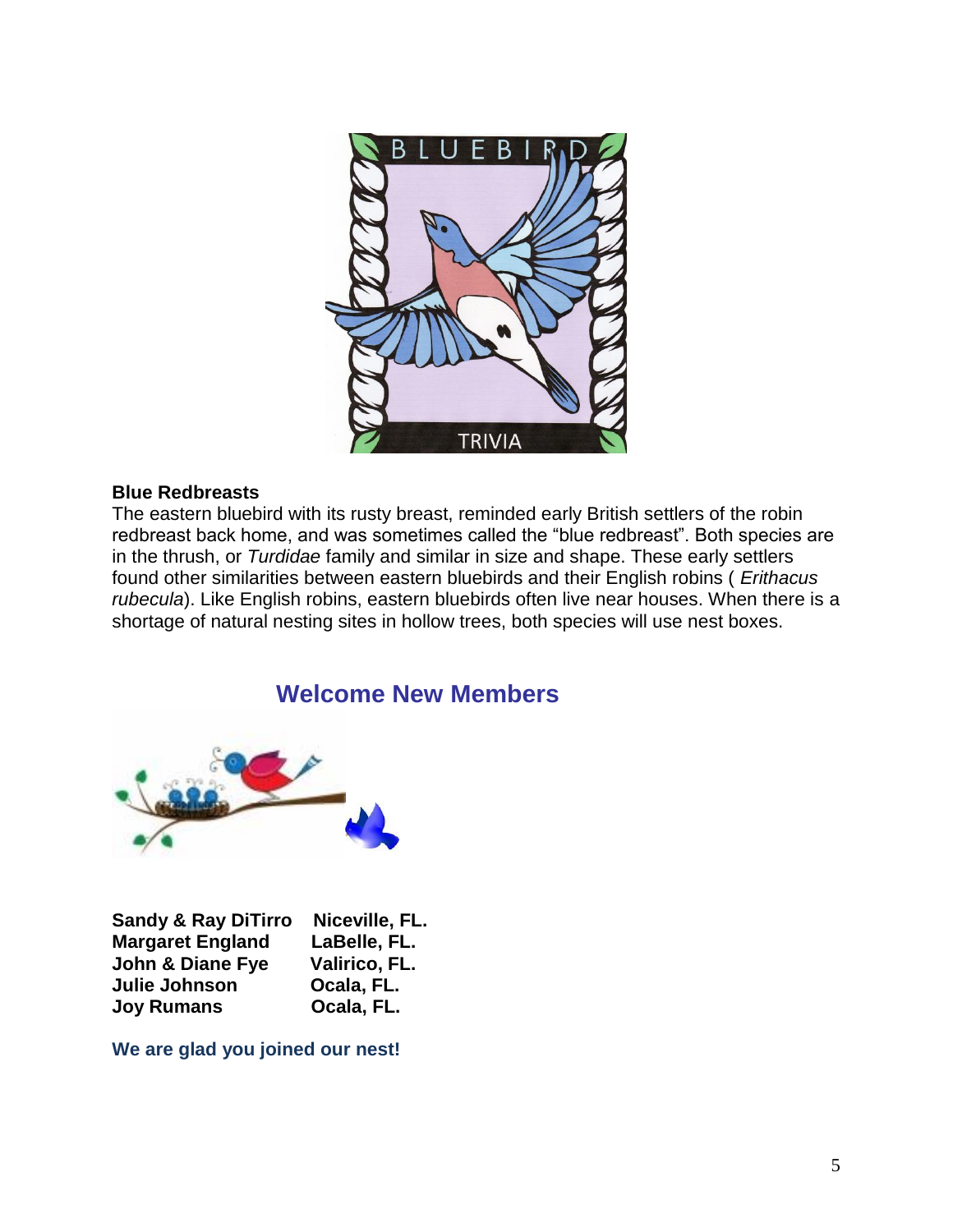**Blue Redbreasts**

The eastern bluebird with its rusty breast, reminded early British settlers of the robin redbreast back home, and was sometimes called the "blue redbreast". Both species are in the thrush, or *Turdidae* family and similar in size and shape. These early settlers found other similarities between eastern bluebirds and their English robins ( *Erithacus rubecula*). Like English robins, eastern bluebirds often live near houses. When there is a shortage of natural nesting sites in hollow trees, both species will use nest boxes.

## Welcome New Members

| | |
|---|---|
| **Sandy & Ray DiTirro** | **Niceville, FL.** |
| **Margaret England** | **LaBelle, FL.** |
| **John & Diane Fye** | **Valirico, FL.** |
| **Julie Johnson** | **Ocala, FL.** |
| **Joy Rumans** | **Ocala, FL.** |

**We are glad you joined our nest!**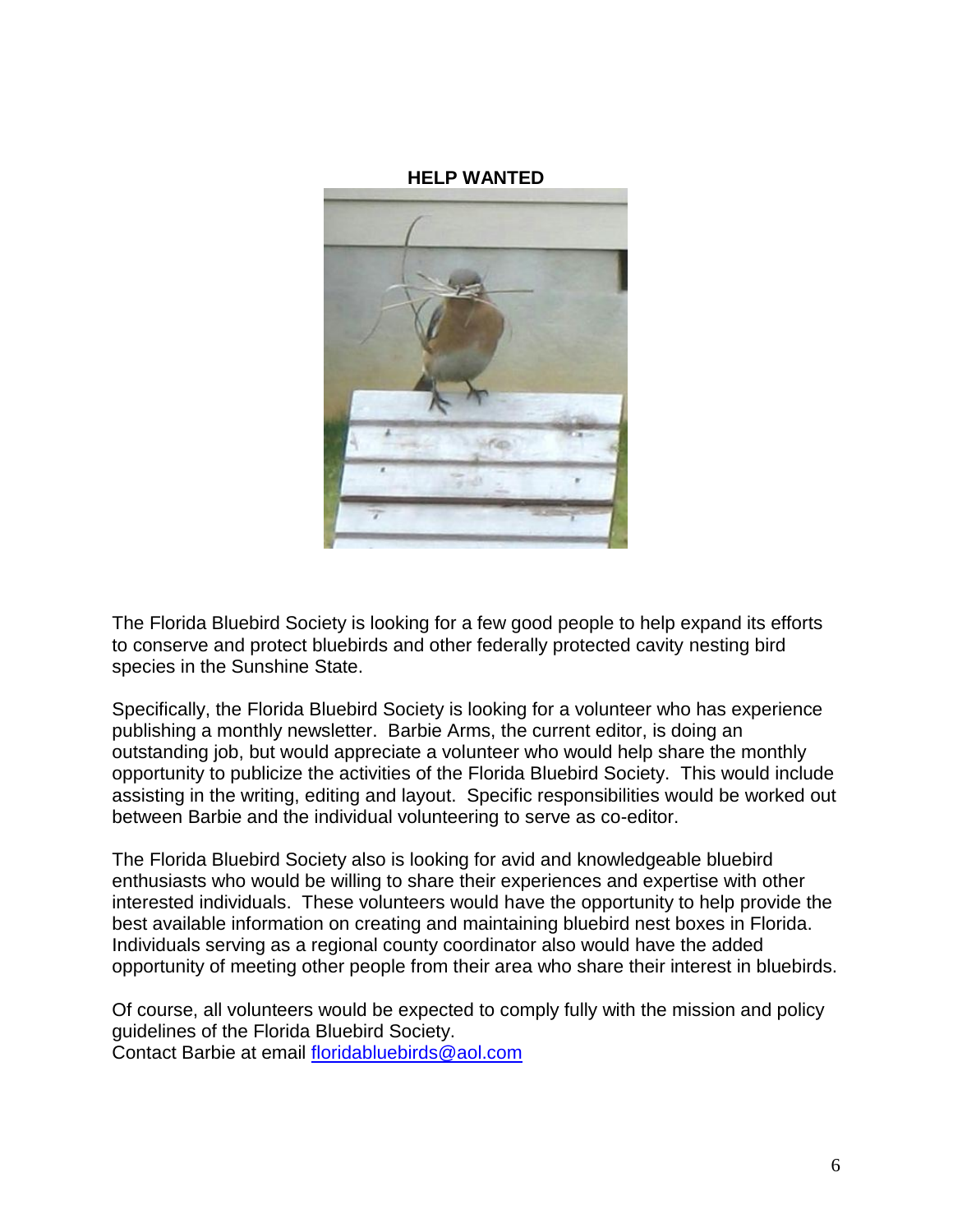**HELP WANTED**

The Florida Bluebird Society is looking for a few good people to help expand its efforts to conserve and protect bluebirds and other federally protected cavity nesting bird species in the Sunshine State.

Specifically, the Florida Bluebird Society is looking for a volunteer who has experience publishing a monthly newsletter. Barbie Arms, the current editor, is doing an outstanding job, but would appreciate a volunteer who would help share the monthly opportunity to publicize the activities of the Florida Bluebird Society. This would include assisting in the writing, editing and layout. Specific responsibilities would be worked out between Barbie and the individual volunteering to serve as co-editor.

The Florida Bluebird Society also is looking for avid and knowledgeable bluebird enthusiasts who would be willing to share their experiences and expertise with other interested individuals. These volunteers would have the opportunity to help provide the best available information on creating and maintaining bluebird nest boxes in Florida. Individuals serving as a regional county coordinator also would have the added opportunity of meeting other people from their area who share their interest in bluebirds.

Of course, all volunteers would be expected to comply fully with the mission and policy guidelines of the Florida Bluebird Society.
Contact Barbie at email floridabluebirds@aol.com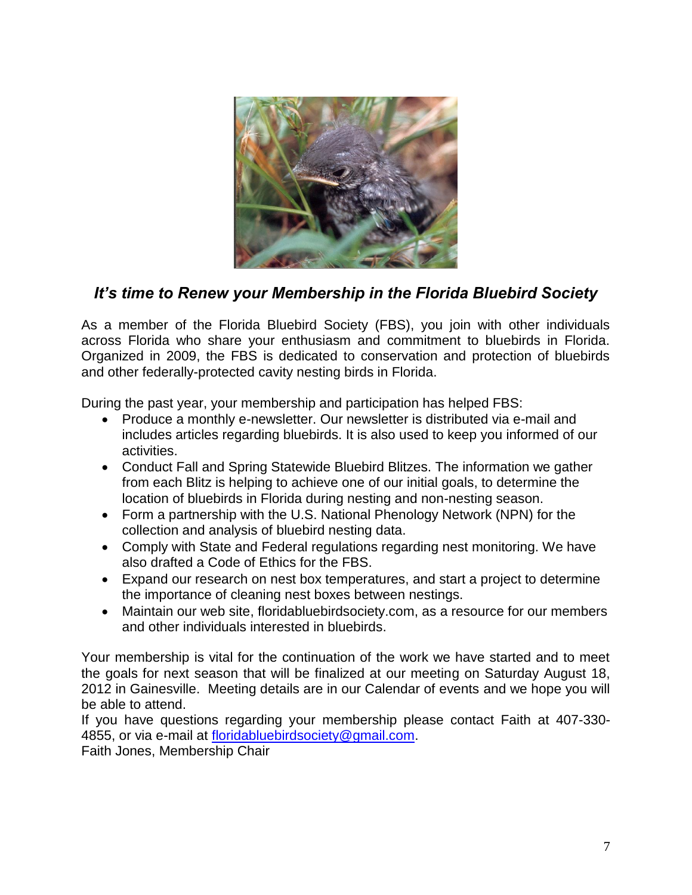## *It's time to Renew your Membership in the Florida Bluebird Society*

As a member of the Florida Bluebird Society (FBS), you join with other individuals across Florida who share your enthusiasm and commitment to bluebirds in Florida. Organized in 2009, the FBS is dedicated to conservation and protection of bluebirds and other federally-protected cavity nesting birds in Florida.

During the past year, your membership and participation has helped FBS:

- Produce a monthly e-newsletter. Our newsletter is distributed via e-mail and includes articles regarding bluebirds. It is also used to keep you informed of our activities.
- Conduct Fall and Spring Statewide Bluebird Blitzes. The information we gather from each Blitz is helping to achieve one of our initial goals, to determine the location of bluebirds in Florida during nesting and non-nesting season.
- Form a partnership with the U.S. National Phenology Network (NPN) for the collection and analysis of bluebird nesting data.
- Comply with State and Federal regulations regarding nest monitoring. We have also drafted a Code of Ethics for the FBS.
- Expand our research on nest box temperatures, and start a project to determine the importance of cleaning nest boxes between nestings.
- Maintain our web site, floridabluebirdsociety.com, as a resource for our members and other individuals interested in bluebirds.

Your membership is vital for the continuation of the work we have started and to meet the goals for next season that will be finalized at our meeting on Saturday August 18, 2012 in Gainesville. Meeting details are in our Calendar of events and we hope you will be able to attend.

If you have questions regarding your membership please contact Faith at 407-330-4855, or via e-mail at floridabluebirdsociety@gmail.com.

Faith Jones, Membership Chair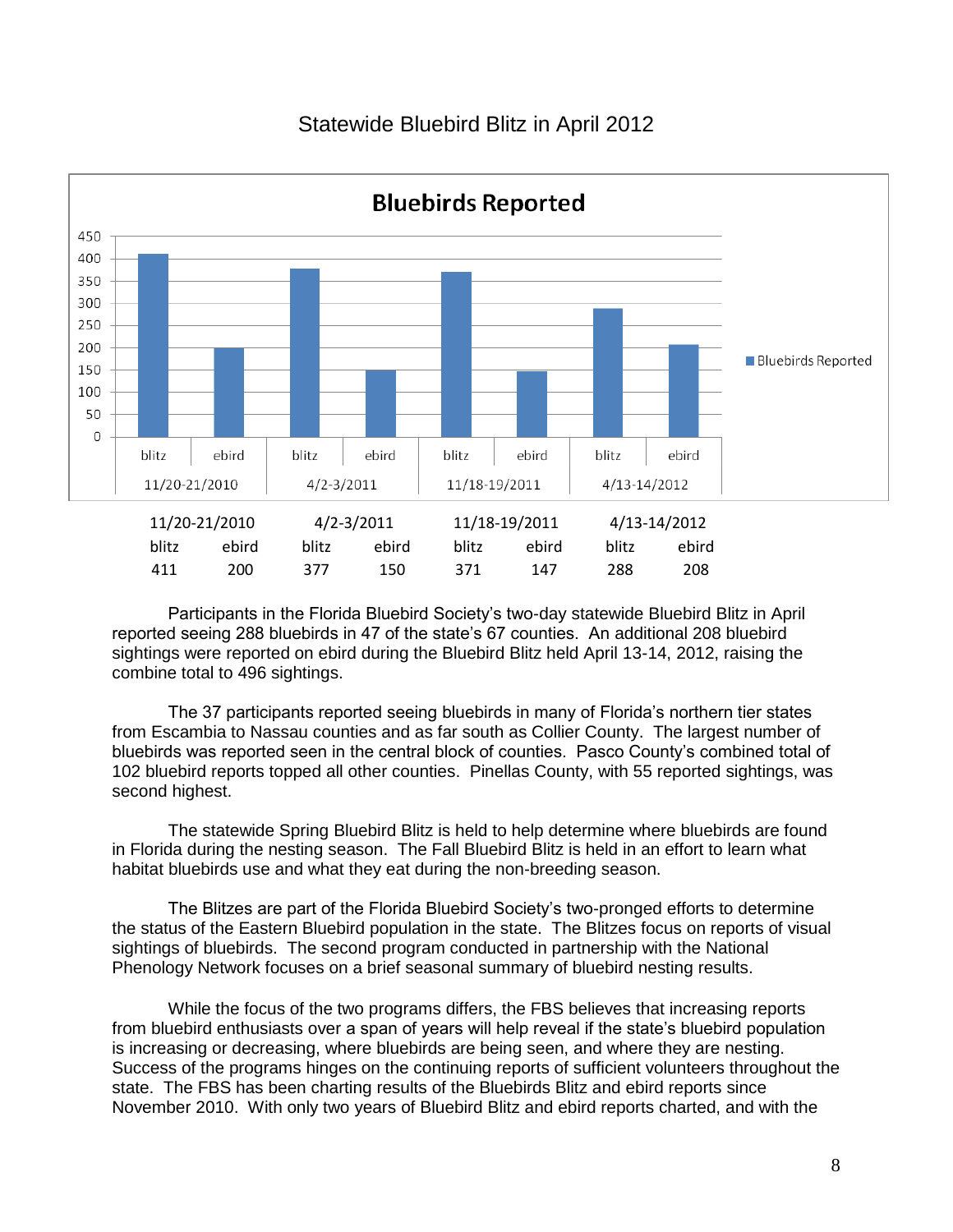## Statewide Bluebird Blitz in April 2012

| 11/20-21/2010 | | 4/2-3/2011 | | 11/18-19/2011 | | 4/13-14/2012 | |
|---|---|---|---|---|---|---|---|
| blitz | ebird | blitz | ebird | blitz | ebird | blitz | ebird |
| 411 | 200 | 377 | 150 | 371 | 147 | 288 | 208 |

Participants in the Florida Bluebird Society's two-day statewide Bluebird Blitz in April reported seeing 288 bluebirds in 47 of the state's 67 counties. An additional 208 bluebird sightings were reported on ebird during the Bluebird Blitz held April 13-14, 2012, raising the combine total to 496 sightings.

The 37 participants reported seeing bluebirds in many of Florida's northern tier states from Escambia to Nassau counties and as far south as Collier County. The largest number of bluebirds was reported seen in the central block of counties. Pasco County's combined total of 102 bluebird reports topped all other counties. Pinellas County, with 55 reported sightings, was second highest.

The statewide Spring Bluebird Blitz is held to help determine where bluebirds are found in Florida during the nesting season. The Fall Bluebird Blitz is held in an effort to learn what habitat bluebirds use and what they eat during the non-breeding season.

The Blitzes are part of the Florida Bluebird Society's two-pronged efforts to determine the status of the Eastern Bluebird population in the state. The Blitzes focus on reports of visual sightings of bluebirds. The second program conducted in partnership with the National Phenology Network focuses on a brief seasonal summary of bluebird nesting results.

While the focus of the two programs differs, the FBS believes that increasing reports from bluebird enthusiasts over a span of years will help reveal if the state's bluebird population is increasing or decreasing, where bluebirds are being seen, and where they are nesting. Success of the programs hinges on the continuing reports of sufficient volunteers throughout the state. The FBS has been charting results of the Bluebirds Blitz and ebird reports since November 2010. With only two years of Bluebird Blitz and ebird reports charted, and with the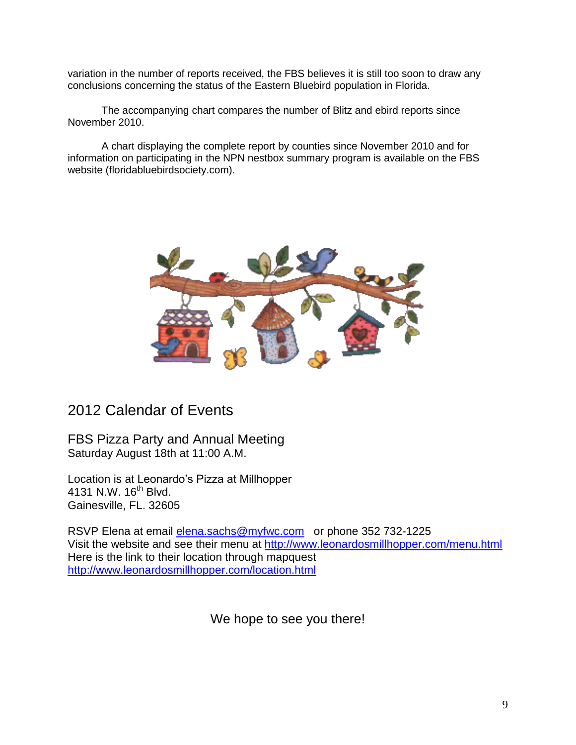variation in the number of reports received, the FBS believes it is still too soon to draw any conclusions concerning the status of the Eastern Bluebird population in Florida.

The accompanying chart compares the number of Blitz and ebird reports since November 2010.

A chart displaying the complete report by counties since November 2010 and for information on participating in the NPN nestbox summary program is available on the FBS website (floridabluebirdsociety.com).

## 2012 Calendar of Events

### FBS Pizza Party and Annual Meeting

Saturday August 18th at 11:00 A.M.

Location is at Leonardo's Pizza at Millhopper
4131 N.W. 16th Blvd.
Gainesville, FL. 32605

RSVP Elena at email elena.sachs@myfwc.com or phone 352 732-1225
Visit the website and see their menu at http://www.leonardosmillhopper.com/menu.html
Here is the link to their location through mapquest
http://www.leonardosmillhopper.com/location.html

We hope to see you there!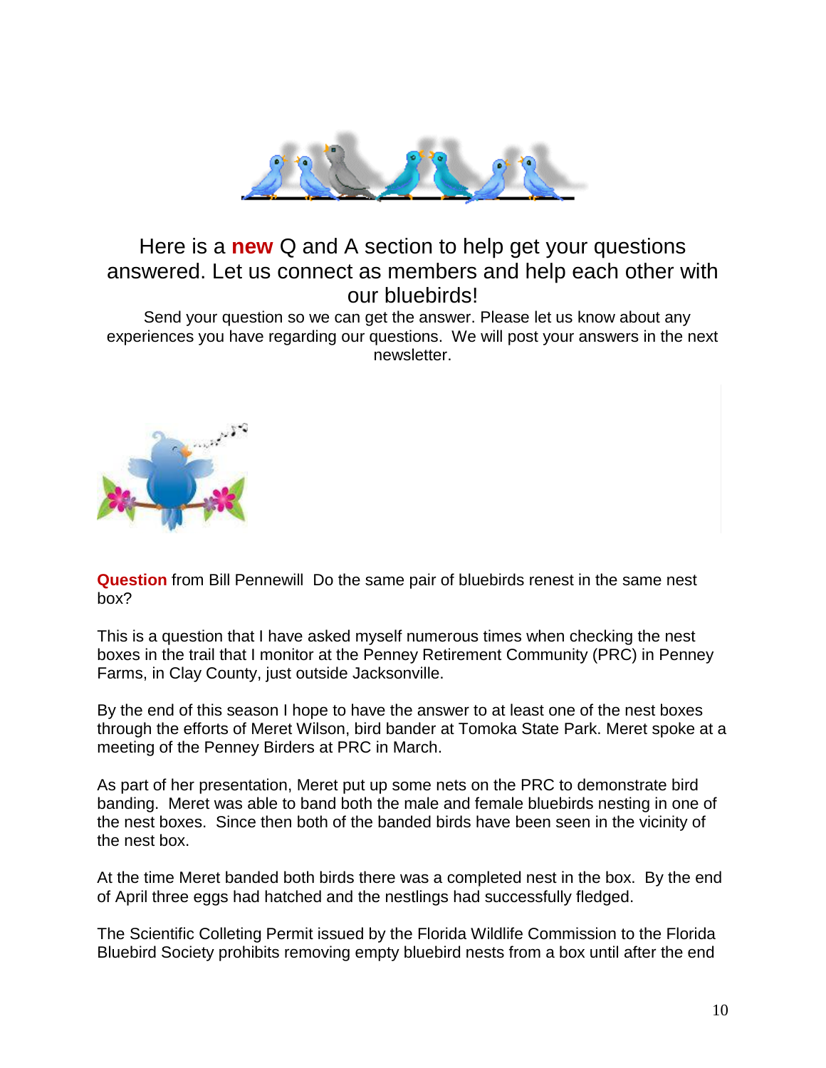Here is a **new** Q and A section to help get your questions answered. Let us connect as members and help each other with our bluebirds!

Send your question so we can get the answer. Please let us know about any experiences you have regarding our questions. We will post your answers in the next newsletter.

**Question** from Bill Pennewill Do the same pair of bluebirds renest in the same nest box?

This is a question that I have asked myself numerous times when checking the nest boxes in the trail that I monitor at the Penney Retirement Community (PRC) in Penney Farms, in Clay County, just outside Jacksonville.

By the end of this season I hope to have the answer to at least one of the nest boxes through the efforts of Meret Wilson, bird bander at Tomoka State Park. Meret spoke at a meeting of the Penney Birders at PRC in March.

As part of her presentation, Meret put up some nets on the PRC to demonstrate bird banding. Meret was able to band both the male and female bluebirds nesting in one of the nest boxes. Since then both of the banded birds have been seen in the vicinity of the nest box.

At the time Meret banded both birds there was a completed nest in the box. By the end of April three eggs had hatched and the nestlings had successfully fledged.

The Scientific Colleting Permit issued by the Florida Wildlife Commission to the Florida Bluebird Society prohibits removing empty bluebird nests from a box until after the end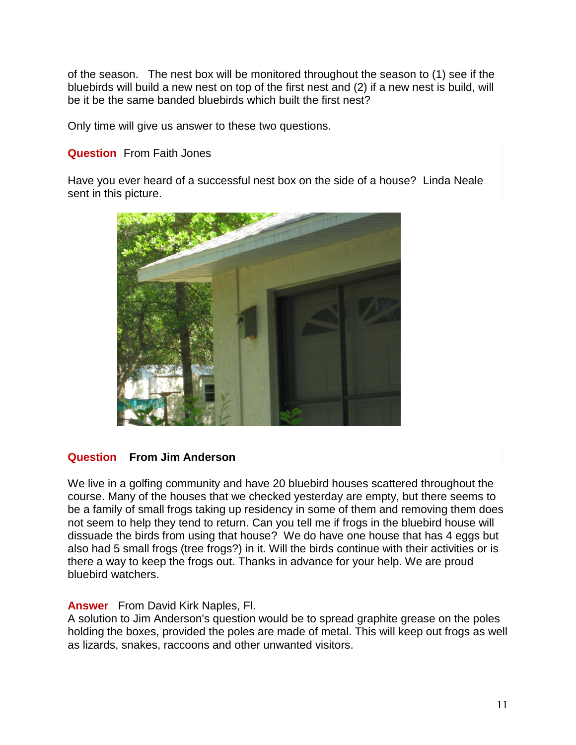of the season. The nest box will be monitored throughout the season to (1) see if the bluebirds will build a new nest on top of the first nest and (2) if a new nest is build, will be it be the same banded bluebirds which built the first nest?

Only time will give us answer to these two questions.

**Question** From Faith Jones

Have you ever heard of a successful nest box on the side of a house? Linda Neale sent in this picture.

**Question** **From Jim Anderson**

We live in a golfing community and have 20 bluebird houses scattered throughout the course. Many of the houses that we checked yesterday are empty, but there seems to be a family of small frogs taking up residency in some of them and removing them does not seem to help they tend to return. Can you tell me if frogs in the bluebird house will dissuade the birds from using that house? We do have one house that has 4 eggs but also had 5 small frogs (tree frogs?) in it. Will the birds continue with their activities or is there a way to keep the frogs out. Thanks in advance for your help. We are proud bluebird watchers.

**Answer** From David Kirk Naples, Fl.
A solution to Jim Anderson's question would be to spread graphite grease on the poles holding the boxes, provided the poles are made of metal. This will keep out frogs as well as lizards, snakes, raccoons and other unwanted visitors.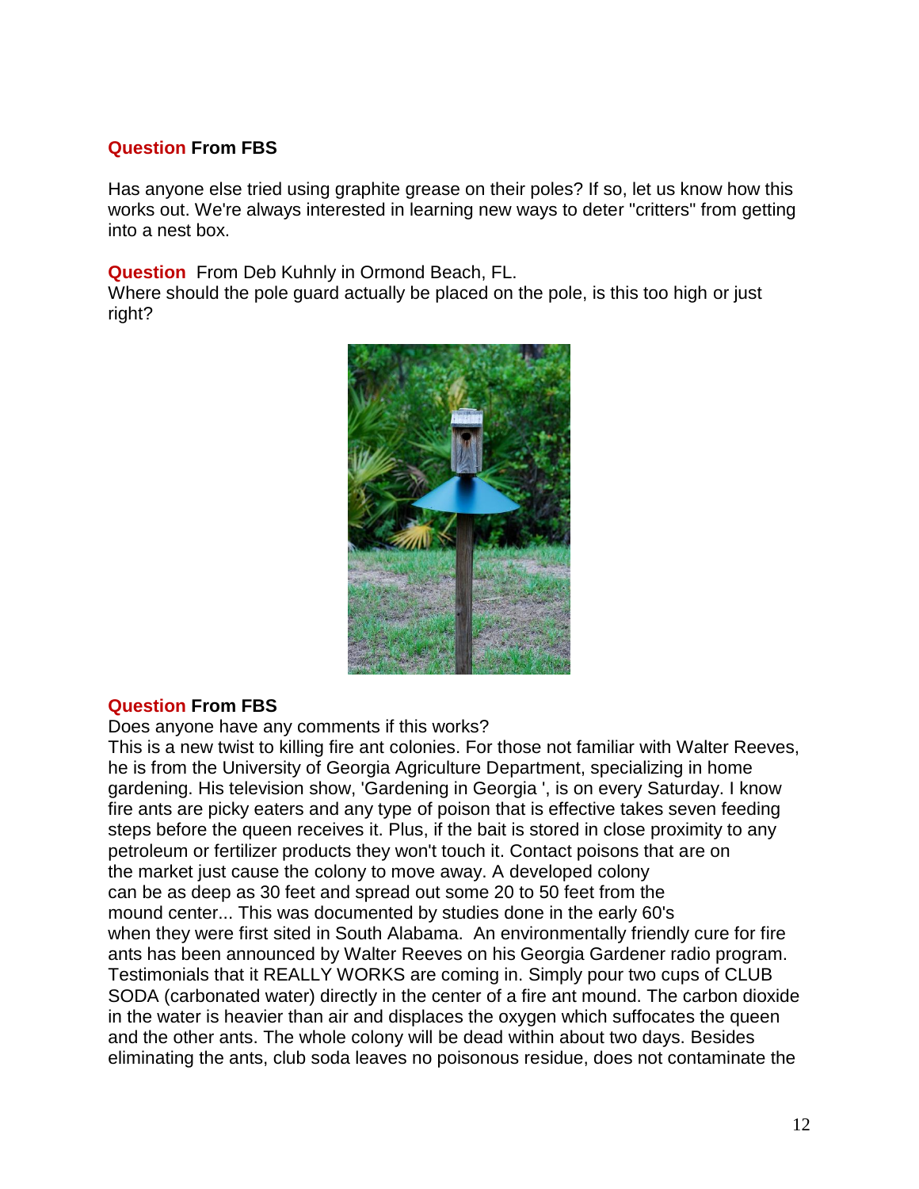**Question From FBS**

Has anyone else tried using graphite grease on their poles? If so, let us know how this works out. We're always interested in learning new ways to deter "critters" from getting into a nest box.

**Question** From Deb Kuhnly in Ormond Beach, FL.
Where should the pole guard actually be placed on the pole, is this too high or just right?

**Question From FBS**
Does anyone have any comments if this works?
This is a new twist to killing fire ant colonies. For those not familiar with Walter Reeves, he is from the University of Georgia Agriculture Department, specializing in home gardening. His television show, 'Gardening in Georgia ', is on every Saturday. I know fire ants are picky eaters and any type of poison that is effective takes seven feeding steps before the queen receives it. Plus, if the bait is stored in close proximity to any petroleum or fertilizer products they won't touch it. Contact poisons that are on the market just cause the colony to move away. A developed colony can be as deep as 30 feet and spread out some 20 to 50 feet from the mound center... This was documented by studies done in the early 60's when they were first sited in South Alabama. An environmentally friendly cure for fire ants has been announced by Walter Reeves on his Georgia Gardener radio program. Testimonials that it REALLY WORKS are coming in. Simply pour two cups of CLUB SODA (carbonated water) directly in the center of a fire ant mound. The carbon dioxide in the water is heavier than air and displaces the oxygen which suffocates the queen and the other ants. The whole colony will be dead within about two days. Besides eliminating the ants, club soda leaves no poisonous residue, does not contaminate the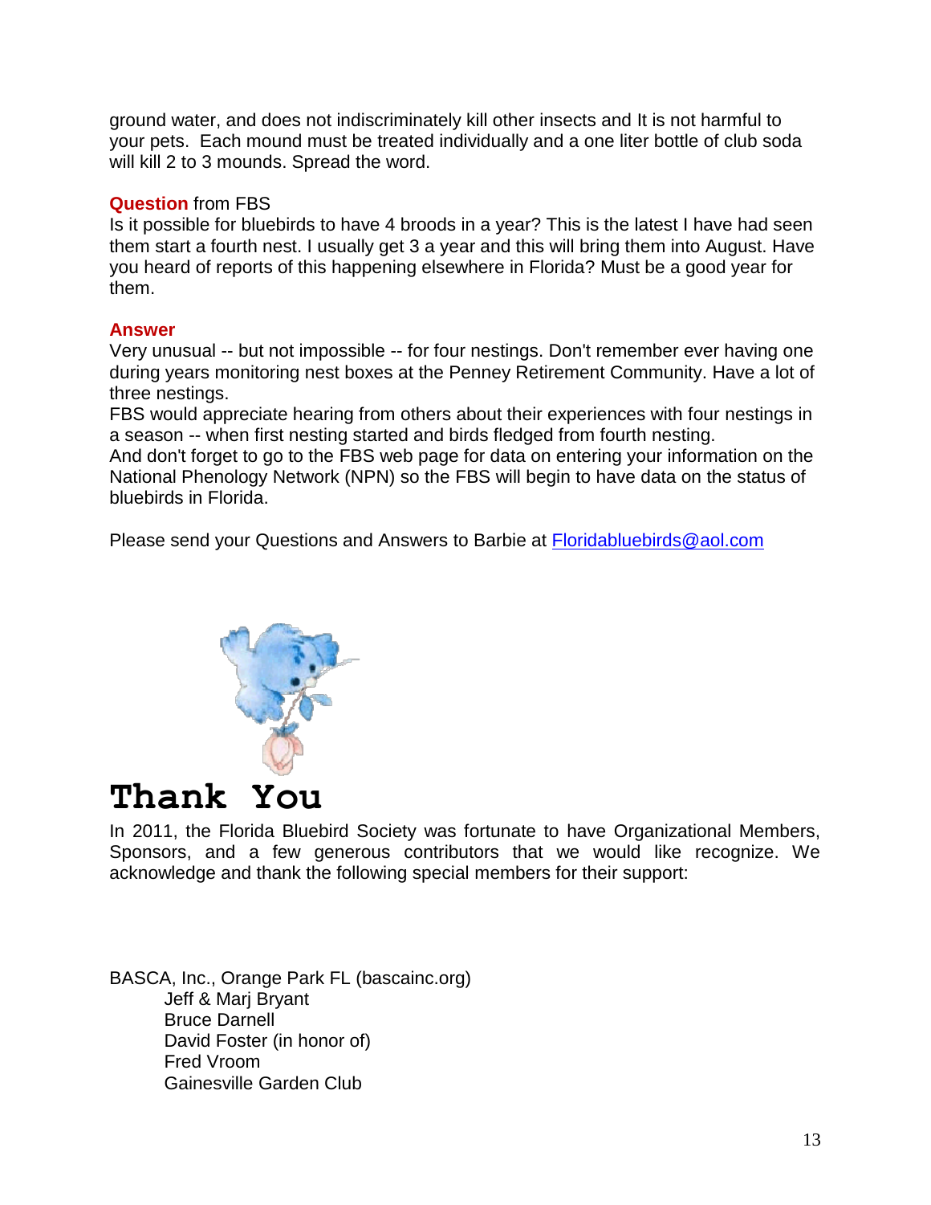ground water, and does not indiscriminately kill other insects and It is not harmful to your pets. Each mound must be treated individually and a one liter bottle of club soda will kill 2 to 3 mounds. Spread the word.

**Question** from FBS
Is it possible for bluebirds to have 4 broods in a year? This is the latest I have had seen them start a fourth nest. I usually get 3 a year and this will bring them into August. Have you heard of reports of this happening elsewhere in Florida? Must be a good year for them.

**Answer**
Very unusual -- but not impossible -- for four nestings. Don't remember ever having one during years monitoring nest boxes at the Penney Retirement Community. Have a lot of three nestings.
FBS would appreciate hearing from others about their experiences with four nestings in a season -- when first nesting started and birds fledged from fourth nesting.
And don't forget to go to the FBS web page for data on entering your information on the National Phenology Network (NPN) so the FBS will begin to have data on the status of bluebirds in Florida.

Please send your Questions and Answers to Barbie at Floridabluebirds@aol.com

# Thank You

In 2011, the Florida Bluebird Society was fortunate to have Organizational Members, Sponsors, and a few generous contributors that we would like recognize. We acknowledge and thank the following special members for their support:

BASCA, Inc., Orange Park FL (bascainc.org)
- Jeff & Marj Bryant
- Bruce Darnell
- David Foster (in honor of)
- Fred Vroom
- Gainesville Garden Club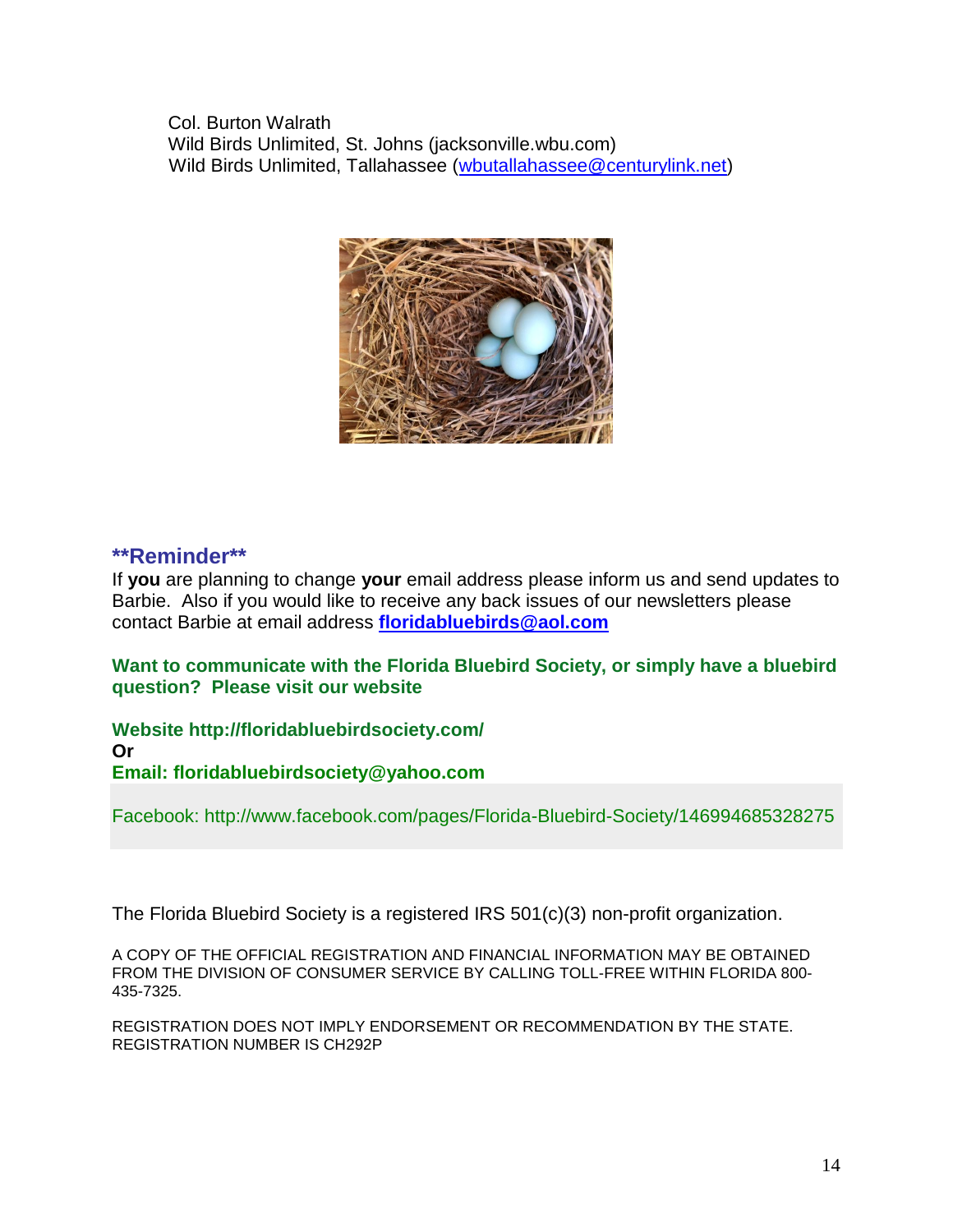Col. Burton Walrath
Wild Birds Unlimited, St. Johns (jacksonville.wbu.com)
Wild Birds Unlimited, Tallahassee (wbutallahassee@centurylink.net)

## **\*\*Reminder\*\***

If **you** are planning to change **your** email address please inform us and send updates to Barbie. Also if you would like to receive any back issues of our newsletters please contact Barbie at email address **floridabluebirds@aol.com**

**Want to communicate with the Florida Bluebird Society, or simply have a bluebird question? Please visit our website**

**Website http://floridabluebirdsociety.com/**
**Or**
**Email: floridabluebirdsociety@yahoo.com**

Facebook: http://www.facebook.com/pages/Florida-Bluebird-Society/146994685328275

The Florida Bluebird Society is a registered IRS 501(c)(3) non-profit organization.

A COPY OF THE OFFICIAL REGISTRATION AND FINANCIAL INFORMATION MAY BE OBTAINED FROM THE DIVISION OF CONSUMER SERVICE BY CALLING TOLL-FREE WITHIN FLORIDA 800-435-7325.

REGISTRATION DOES NOT IMPLY ENDORSEMENT OR RECOMMENDATION BY THE STATE. REGISTRATION NUMBER IS CH292P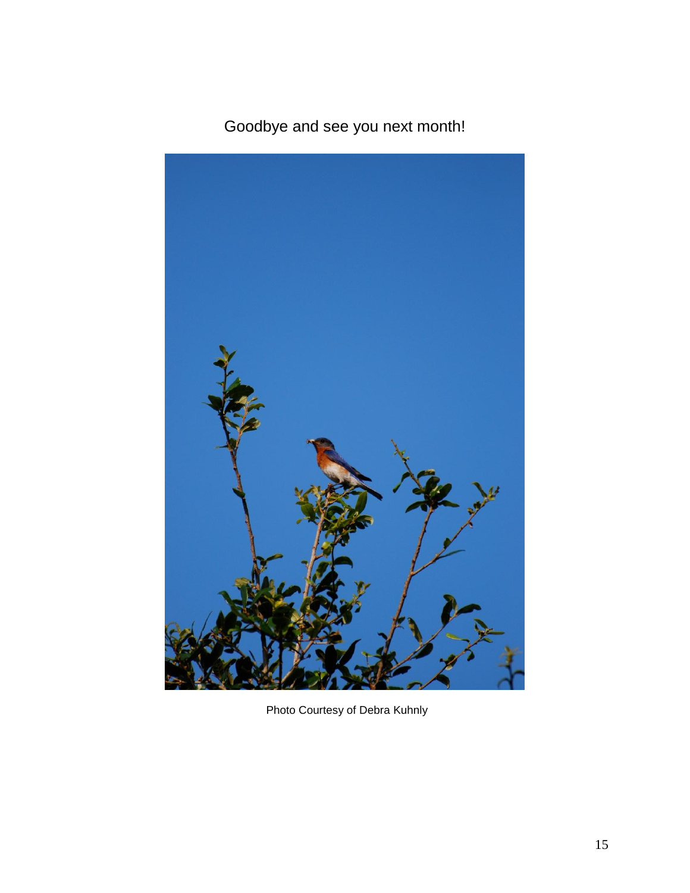Goodbye and see you next month!

Photo Courtesy of Debra Kuhnly